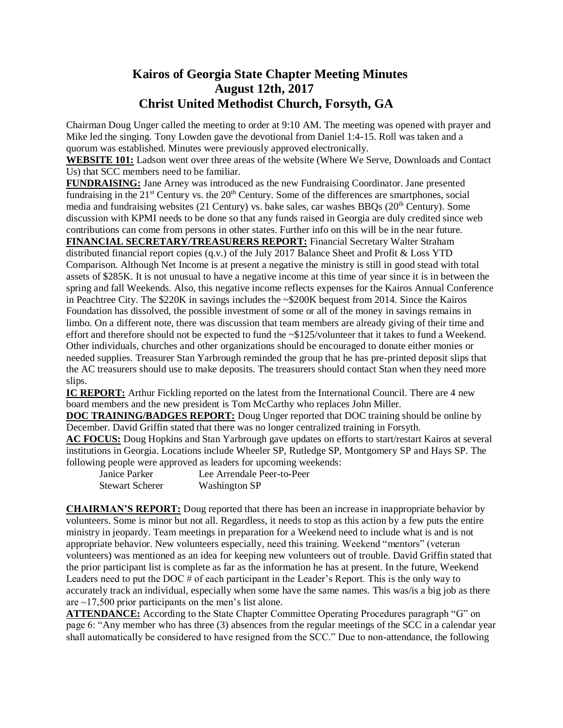# Kairos of Georgia State Chapter Meeting Minutes
## August 12th, 2017
## Christ United Methodist Church, Forsyth, GA

Chairman Doug Unger called the meeting to order at 9:10 AM. The meeting was opened with prayer and Mike led the singing. Tony Lowden gave the devotional from Daniel 1:4-15. Roll was taken and a quorum was established. Minutes were previously approved electronically.

**WEBSITE 101:** Ladson went over three areas of the website (Where We Serve, Downloads and Contact Us) that SCC members need to be familiar.

**FUNDRAISING:** Jane Arney was introduced as the new Fundraising Coordinator. Jane presented fundraising in the 21st Century vs. the 20th Century. Some of the differences are smartphones, social media and fundraising websites (21 Century) vs. bake sales, car washes BBQs (20th Century). Some discussion with KPMI needs to be done so that any funds raised in Georgia are duly credited since web contributions can come from persons in other states. Further info on this will be in the near future.

**FINANCIAL SECRETARY/TREASURERS REPORT:** Financial Secretary Walter Straham distributed financial report copies (q.v.) of the July 2017 Balance Sheet and Profit & Loss YTD Comparison. Although Net Income is at present a negative the ministry is still in good stead with total assets of $285K. It is not unusual to have a negative income at this time of year since it is in between the spring and fall Weekends. Also, this negative income reflects expenses for the Kairos Annual Conference in Peachtree City. The $220K in savings includes the ~$200K bequest from 2014. Since the Kairos Foundation has dissolved, the possible investment of some or all of the money in savings remains in limbo. On a different note, there was discussion that team members are already giving of their time and effort and therefore should not be expected to fund the ~$125/volunteer that it takes to fund a Weekend. Other individuals, churches and other organizations should be encouraged to donate either monies or needed supplies. Treasurer Stan Yarbrough reminded the group that he has pre-printed deposit slips that the AC treasurers should use to make deposits. The treasurers should contact Stan when they need more slips.

**IC REPORT:** Arthur Fickling reported on the latest from the International Council. There are 4 new board members and the new president is Tom McCarthy who replaces John Miller.

**DOC TRAINING/BADGES REPORT:** Doug Unger reported that DOC training should be online by December. David Griffin stated that there was no longer centralized training in Forsyth.

**AC FOCUS:** Doug Hopkins and Stan Yarbrough gave updates on efforts to start/restart Kairos at several institutions in Georgia. Locations include Wheeler SP, Rutledge SP, Montgomery SP and Hays SP. The following people were approved as leaders for upcoming weekends:

| | |
|---|---|
| Janice Parker | Lee Arrendale Peer-to-Peer |
| Stewart Scherer | Washington SP |

**CHAIRMAN'S REPORT:** Doug reported that there has been an increase in inappropriate behavior by volunteers. Some is minor but not all. Regardless, it needs to stop as this action by a few puts the entire ministry in jeopardy. Team meetings in preparation for a Weekend need to include what is and is not appropriate behavior. New volunteers especially, need this training. Weekend "mentors" (veteran volunteers) was mentioned as an idea for keeping new volunteers out of trouble. David Griffin stated that the prior participant list is complete as far as the information he has at present. In the future, Weekend Leaders need to put the DOC # of each participant in the Leader's Report. This is the only way to accurately track an individual, especially when some have the same names. This was/is a big job as there are ~17,500 prior participants on the men's list alone.

**ATTENDANCE:** According to the State Chapter Committee Operating Procedures paragraph "G" on page 6: "Any member who has three (3) absences from the regular meetings of the SCC in a calendar year shall automatically be considered to have resigned from the SCC." Due to non-attendance, the following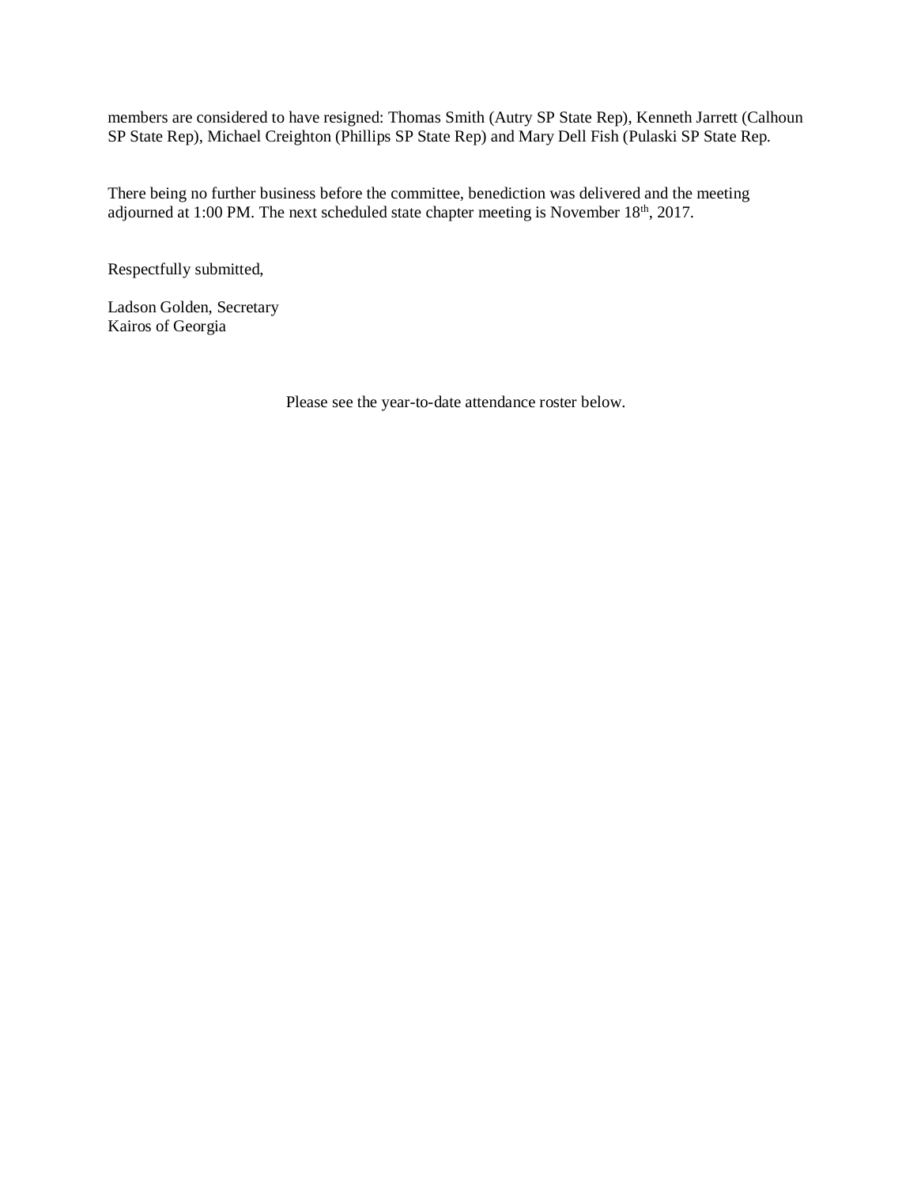members are considered to have resigned: Thomas Smith (Autry SP State Rep), Kenneth Jarrett (Calhoun SP State Rep), Michael Creighton (Phillips SP State Rep) and Mary Dell Fish (Pulaski SP State Rep.

There being no further business before the committee, benediction was delivered and the meeting adjourned at 1:00 PM. The next scheduled state chapter meeting is November 18th, 2017.

Respectfully submitted,

Ladson Golden, Secretary
Kairos of Georgia

Please see the year-to-date attendance roster below.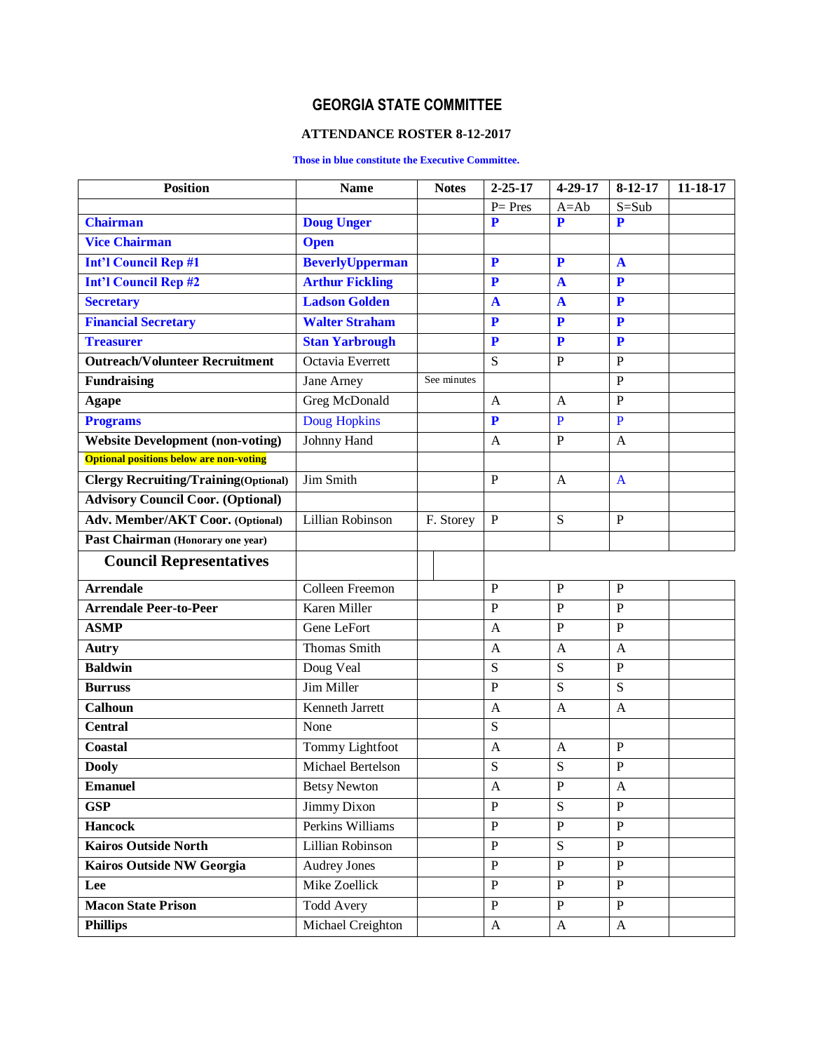# GEORGIA STATE COMMITTEE

## ATTENDANCE ROSTER 8-12-2017

**Those in blue constitute the Executive Committee.**

| Position | Name | Notes | 2-25-17 | 4-29-17 | 8-12-17 | 11-18-17 |
|---|---|---|---|---|---|---|
| | | | P= Pres | A=Ab | S=Sub | |
| **Chairman** | **Doug Unger** | | **P** | **P** | **P** | |
| **Vice Chairman** | **Open** | | | | | |
| **Int'l Council Rep #1** | **BeverlyUpperman** | | **P** | **P** | **A** | |
| **Int'l Council Rep #2** | **Arthur Fickling** | | **P** | **A** | **P** | |
| **Secretary** | **Ladson Golden** | | **A** | **A** | **P** | |
| **Financial Secretary** | **Walter Straham** | | **P** | **P** | **P** | |
| **Treasurer** | **Stan Yarbrough** | | **P** | **P** | **P** | |
| **Outreach/Volunteer Recruitment** | Octavia Everrett | | S | P | P | |
| **Fundraising** | Jane Arney | See minutes | | | P | |
| **Agape** | Greg McDonald | | A | A | P | |
| **Programs** | Doug Hopkins | | **P** | P | P | |
| **Website Development (non-voting)** | Johnny Hand | | A | P | A | |
| **Optional positions below are non-voting** | | | | | | |
| **Clergy Recruiting/Training(Optional)** | Jim Smith | | P | A | A | |
| **Advisory Council Coor. (Optional)** | | | | | | |
| **Adv. Member/AKT Coor. (Optional)** | Lillian Robinson | F. Storey | P | S | P | |
| **Past Chairman (Honorary one year)** | | | | | | |
| **Council Representatives** | | | | | | |
| **Arrendale** | Colleen Freemon | | P | P | P | |
| **Arrendale Peer-to-Peer** | Karen Miller | | P | P | P | |
| **ASMP** | Gene LeFort | | A | P | P | |
| **Autry** | Thomas Smith | | A | A | A | |
| **Baldwin** | Doug Veal | | S | S | P | |
| **Burruss** | Jim Miller | | P | S | S | |
| **Calhoun** | Kenneth Jarrett | | A | A | A | |
| **Central** | None | | S | | | |
| **Coastal** | Tommy Lightfoot | | A | A | P | |
| **Dooly** | Michael Bertelson | | S | S | P | |
| **Emanuel** | Betsy Newton | | A | P | A | |
| **GSP** | Jimmy Dixon | | P | S | P | |
| **Hancock** | Perkins Williams | | P | P | P | |
| **Kairos Outside North** | Lillian Robinson | | P | S | P | |
| **Kairos Outside NW Georgia** | Audrey Jones | | P | P | P | |
| **Lee** | Mike Zoellick | | P | P | P | |
| **Macon State Prison** | Todd Avery | | P | P | P | |
| **Phillips** | Michael Creighton | | A | A | A | |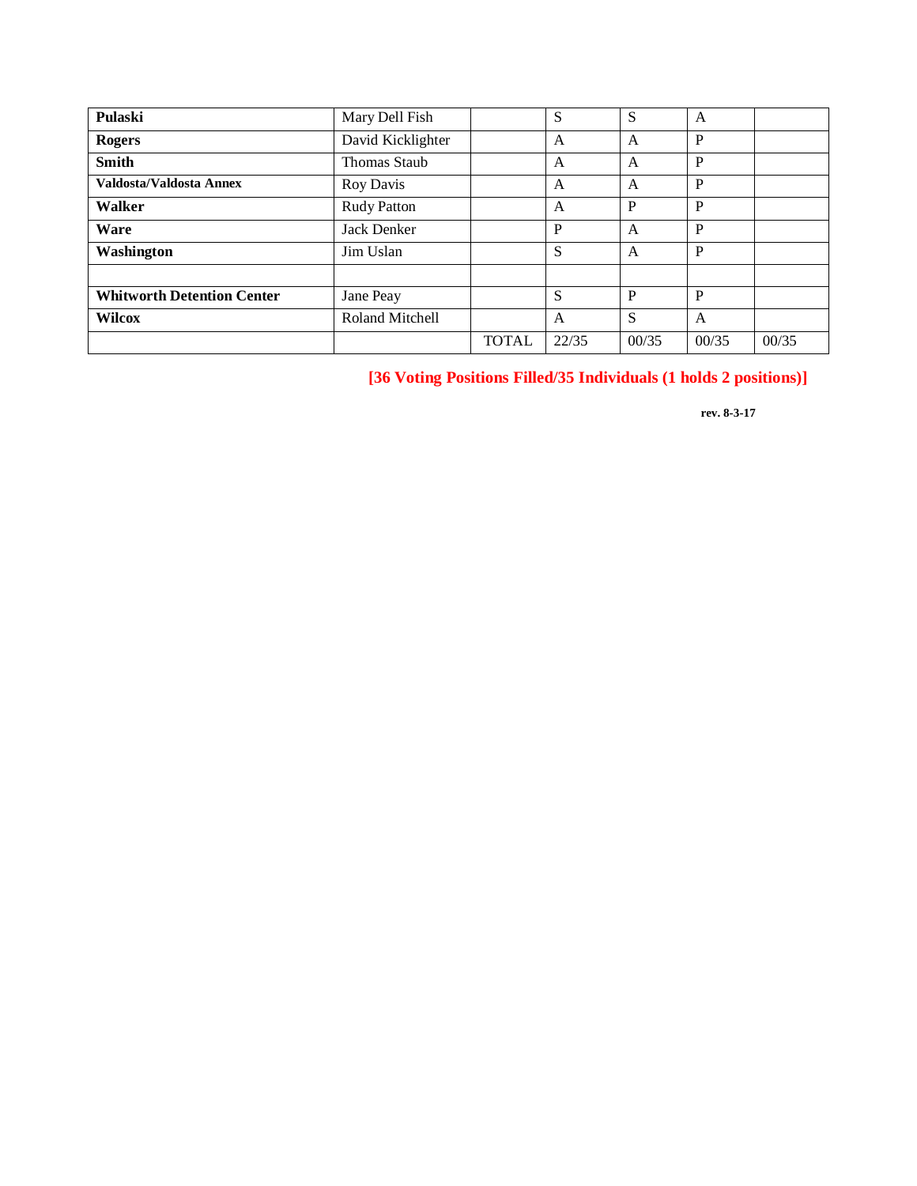| | | | | | | |
|---|---|---|---|---|---|---|
| **Pulaski** | Mary Dell Fish | | S | S | A | |
| **Rogers** | David Kicklighter | | A | A | P | |
| **Smith** | Thomas Staub | | A | A | P | |
| **Valdosta/Valdosta Annex** | Roy Davis | | A | A | P | |
| **Walker** | Rudy Patton | | A | P | P | |
| **Ware** | Jack Denker | | P | A | P | |
| **Washington** | Jim Uslan | | S | A | P | |
| | | | | | | |
| **Whitworth Detention Center** | Jane Peay | | S | P | P | |
| **Wilcox** | Roland Mitchell | | A | S | A | |
| | | TOTAL | 22/35 | 00/35 | 00/35 | 00/35 |

**[36 Voting Positions Filled/35 Individuals (1 holds 2 positions)]**

**rev. 8-3-17**